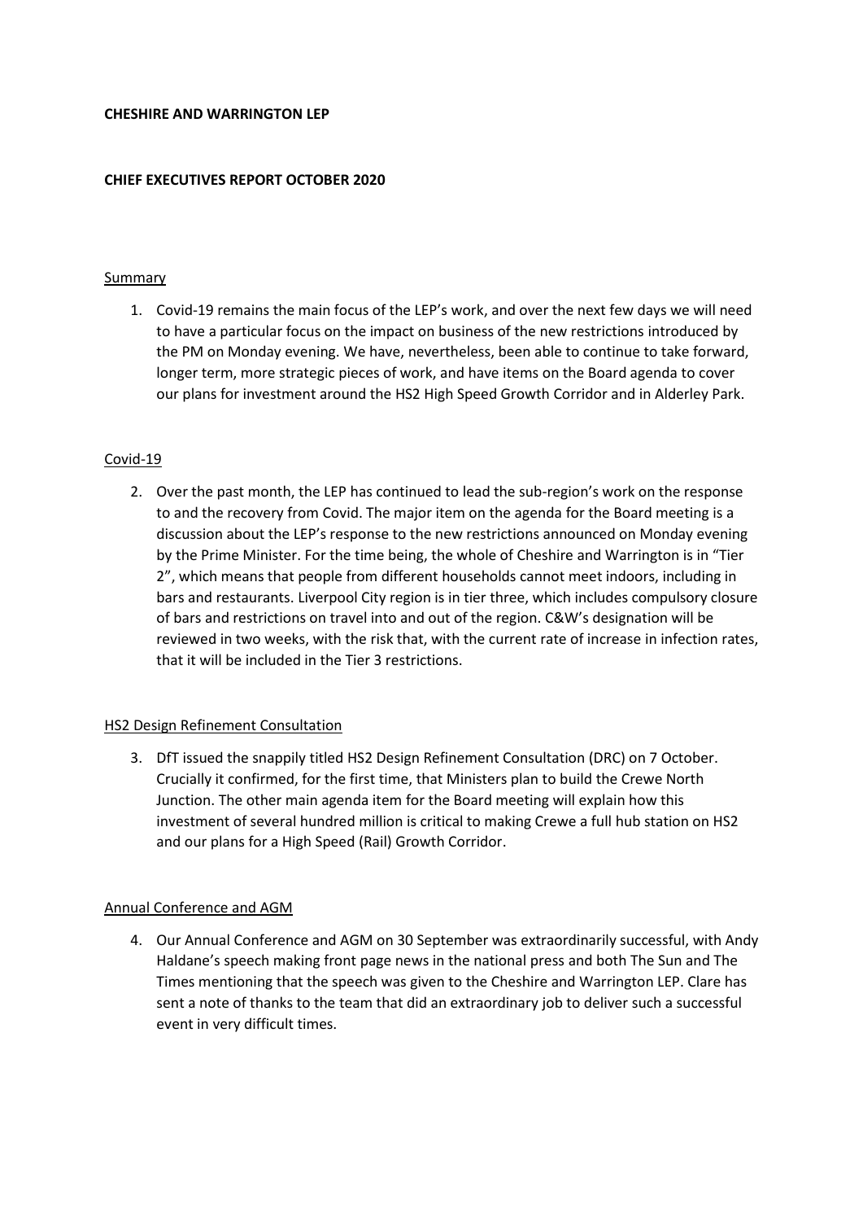**CHESHIRE AND WARRINGTON LEP**

**CHIEF EXECUTIVES REPORT OCTOBER 2020**

<u>Summary</u>

1. Covid-19 remains the main focus of the LEP's work, and over the next few days we will need to have a particular focus on the impact on business of the new restrictions introduced by the PM on Monday evening. We have, nevertheless, been able to continue to take forward, longer term, more strategic pieces of work, and have items on the Board agenda to cover our plans for investment around the HS2 High Speed Growth Corridor and in Alderley Park.

<u>Covid-19</u>

2. Over the past month, the LEP has continued to lead the sub-region's work on the response to and the recovery from Covid. The major item on the agenda for the Board meeting is a discussion about the LEP's response to the new restrictions announced on Monday evening by the Prime Minister. For the time being, the whole of Cheshire and Warrington is in "Tier 2", which means that people from different households cannot meet indoors, including in bars and restaurants. Liverpool City region is in tier three, which includes compulsory closure of bars and restrictions on travel into and out of the region. C&W's designation will be reviewed in two weeks, with the risk that, with the current rate of increase in infection rates, that it will be included in the Tier 3 restrictions.

<u>HS2 Design Refinement Consultation</u>

3. DfT issued the snappily titled HS2 Design Refinement Consultation (DRC) on 7 October. Crucially it confirmed, for the first time, that Ministers plan to build the Crewe North Junction. The other main agenda item for the Board meeting will explain how this investment of several hundred million is critical to making Crewe a full hub station on HS2 and our plans for a High Speed (Rail) Growth Corridor.

<u>Annual Conference and AGM</u>

4. Our Annual Conference and AGM on 30 September was extraordinarily successful, with Andy Haldane's speech making front page news in the national press and both The Sun and The Times mentioning that the speech was given to the Cheshire and Warrington LEP. Clare has sent a note of thanks to the team that did an extraordinary job to deliver such a successful event in very difficult times.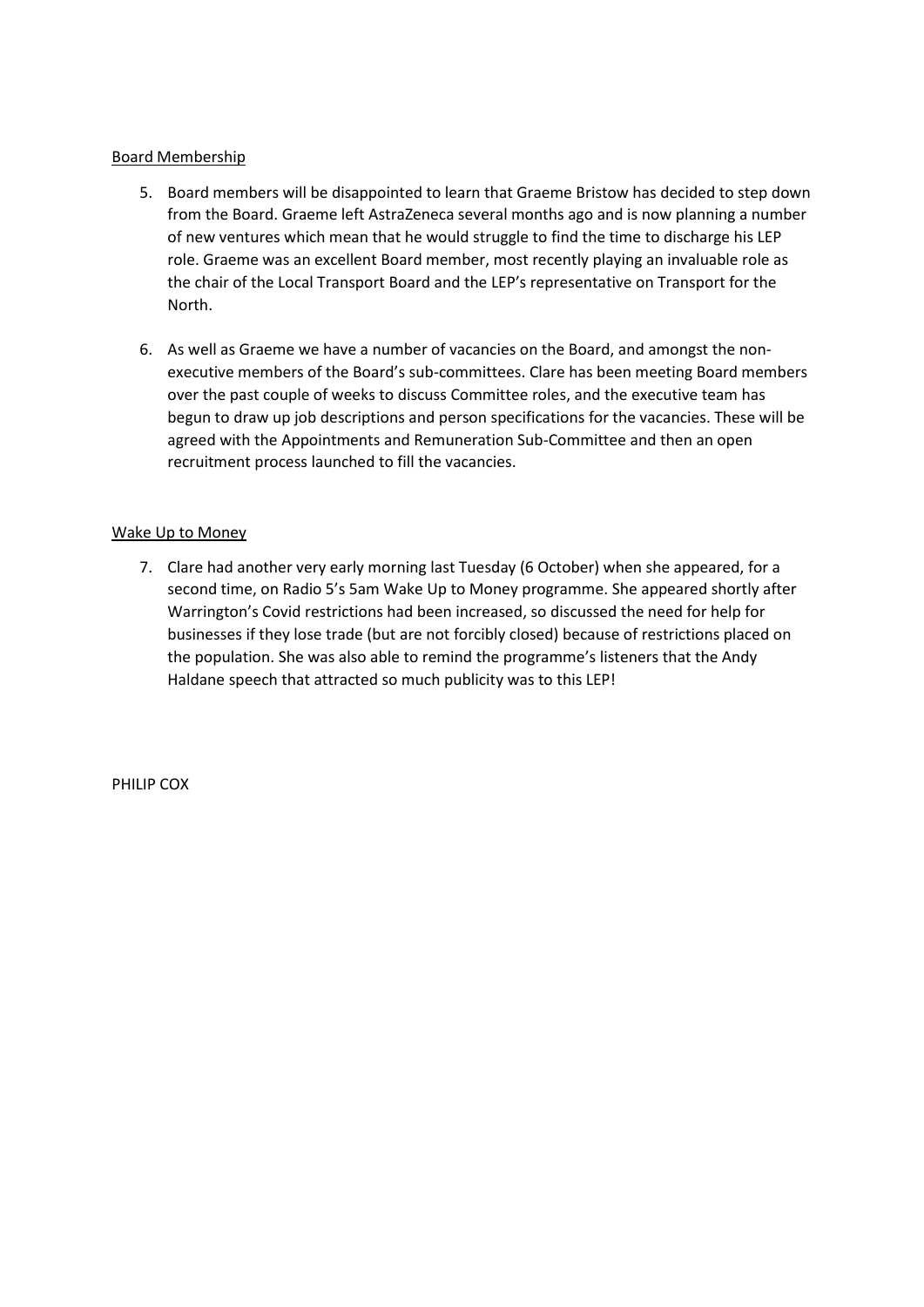<u>Board Membership</u>

5. Board members will be disappointed to learn that Graeme Bristow has decided to step down from the Board. Graeme left AstraZeneca several months ago and is now planning a number of new ventures which mean that he would struggle to find the time to discharge his LEP role. Graeme was an excellent Board member, most recently playing an invaluable role as the chair of the Local Transport Board and the LEP's representative on Transport for the North.

6. As well as Graeme we have a number of vacancies on the Board, and amongst the non-executive members of the Board's sub-committees. Clare has been meeting Board members over the past couple of weeks to discuss Committee roles, and the executive team has begun to draw up job descriptions and person specifications for the vacancies. These will be agreed with the Appointments and Remuneration Sub-Committee and then an open recruitment process launched to fill the vacancies.

<u>Wake Up to Money</u>

7. Clare had another very early morning last Tuesday (6 October) when she appeared, for a second time, on Radio 5's 5am Wake Up to Money programme. She appeared shortly after Warrington's Covid restrictions had been increased, so discussed the need for help for businesses if they lose trade (but are not forcibly closed) because of restrictions placed on the population. She was also able to remind the programme's listeners that the Andy Haldane speech that attracted so much publicity was to this LEP!

PHILIP COX